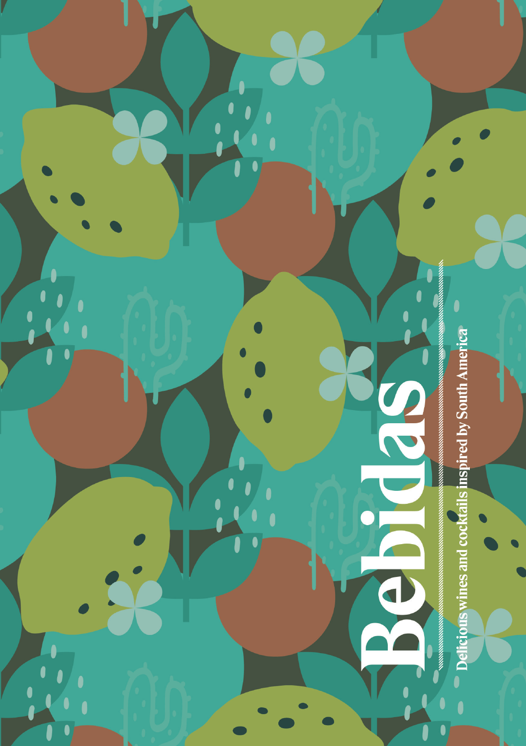# Bebidas

Delicious wines and cocktails inspired by South America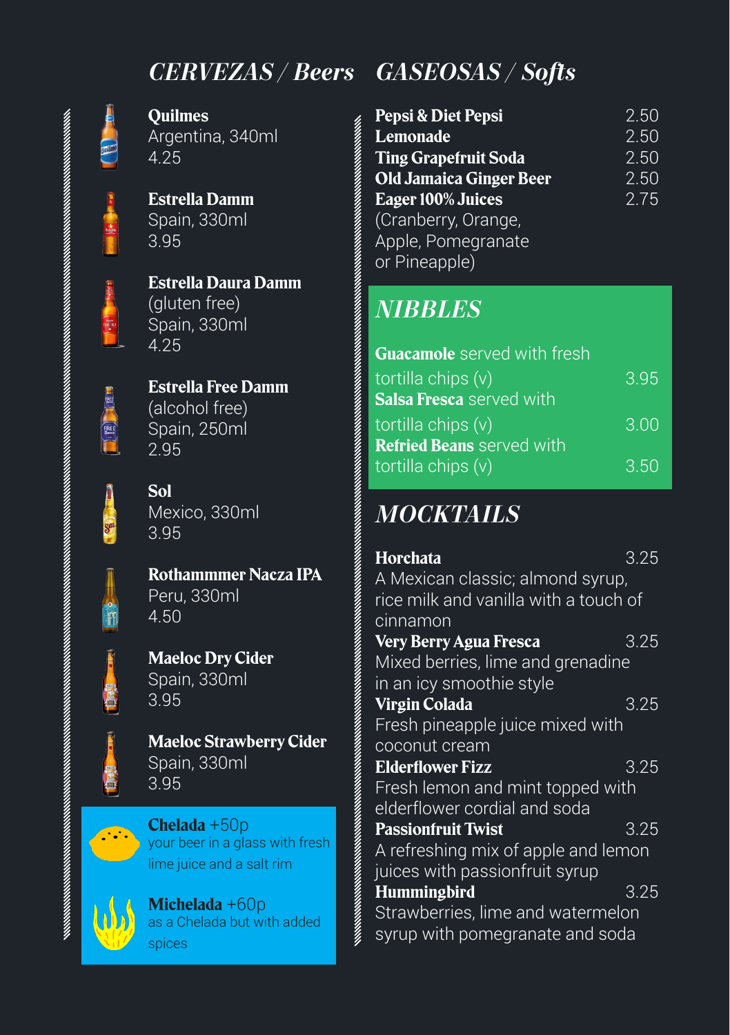## *CERVEZAS / Beers*

**Quilmes**
Argentina, 340ml
4.25

**Estrella Damm**
Spain, 330ml
3.95

**Estrella Daura Damm**
(gluten free)
Spain, 330ml
4.25

**Estrella Free Damm**
(alcohol free)
Spain, 250ml
2.95

**Sol**
Mexico, 330ml
3.95

**Rothammmer Nacza IPA**
Peru, 330ml
4.50

**Maeloc Dry Cider**
Spain, 330ml
3.95

**Maeloc Strawberry Cider**
Spain, 330ml
3.95

**Chelada** +50p
your beer in a glass with fresh lime juice and a salt rim

**Michelada** +60p
as a Chelada but with added spices

## *GASEOSAS / Softs*

**Pepsi & Diet Pepsi** 2.50
**Lemonade** 2.50
**Ting Grapefruit Soda** 2.50
**Old Jamaica Ginger Beer** 2.50
**Eager 100% Juices** 2.75
(Cranberry, Orange, Apple, Pomegranate or Pineapple)

## *NIBBLES*

**Guacamole** served with fresh tortilla chips (v) 3.95
**Salsa Fresca** served with tortilla chips (v) 3.00
**Refried Beans** served with tortilla chips (v) 3.50

## *MOCKTAILS*

**Horchata** 3.25
A Mexican classic; almond syrup, rice milk and vanilla with a touch of cinnamon

**Very Berry Agua Fresca** 3.25
Mixed berries, lime and grenadine in an icy smoothie style

**Virgin Colada** 3.25
Fresh pineapple juice mixed with coconut cream

**Elderflower Fizz** 3.25
Fresh lemon and mint topped with elderflower cordial and soda

**Passionfruit Twist** 3.25
A refreshing mix of apple and lemon juices with passionfruit syrup

**Hummingbird** 3.25
Strawberries, lime and watermelon syrup with pomegranate and soda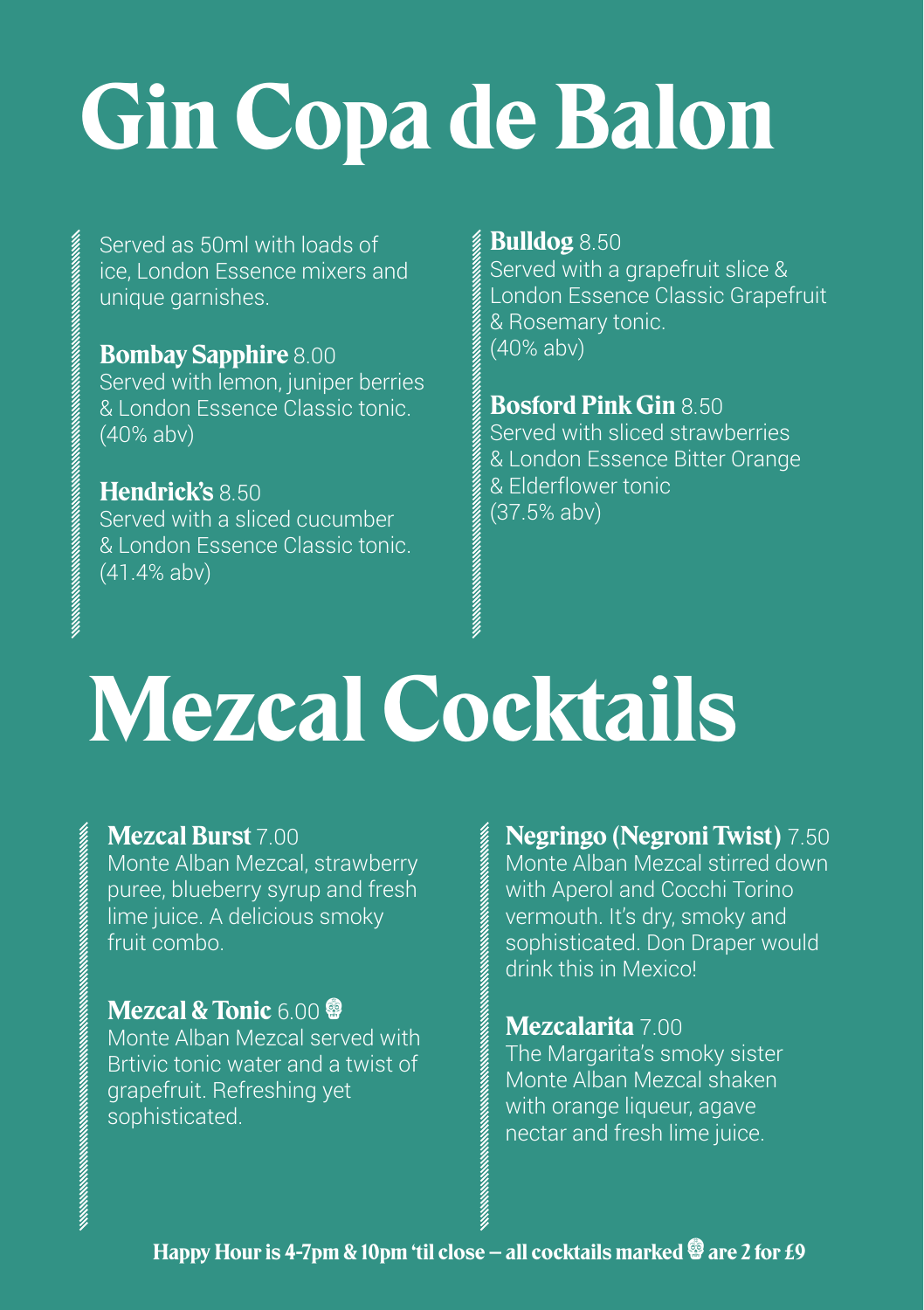# Gin Copa de Balon

Served as 50ml with loads of ice, London Essence mixers and unique garnishes.

**Bombay Sapphire** 8.00
Served with lemon, juniper berries & London Essence Classic tonic.
(40% abv)

**Hendrick's** 8.50
Served with a sliced cucumber & London Essence Classic tonic.
(41.4% abv)

**Bulldog** 8.50
Served with a grapefruit slice & London Essence Classic Grapefruit & Rosemary tonic.
(40% abv)

**Bosford Pink Gin** 8.50
Served with sliced strawberries & London Essence Bitter Orange & Elderflower tonic
(37.5% abv)

# Mezcal Cocktails

**Mezcal Burst** 7.00
Monte Alban Mezcal, strawberry puree, blueberry syrup and fresh lime juice. A delicious smoky fruit combo.

**Mezcal & Tonic** 6.00 💀
Monte Alban Mezcal served with Brtivic tonic water and a twist of grapefruit. Refreshing yet sophisticated.

**Negringo (Negroni Twist)** 7.50
Monte Alban Mezcal stirred down with Aperol and Cocchi Torino vermouth. It's dry, smoky and sophisticated. Don Draper would drink this in Mexico!

**Mezcalarita** 7.00
The Margarita's smoky sister Monte Alban Mezcal shaken with orange liqueur, agave nectar and fresh lime juice.

**Happy Hour is 4-7pm & 10pm 'til close – all cocktails marked 💀 are 2 for £9**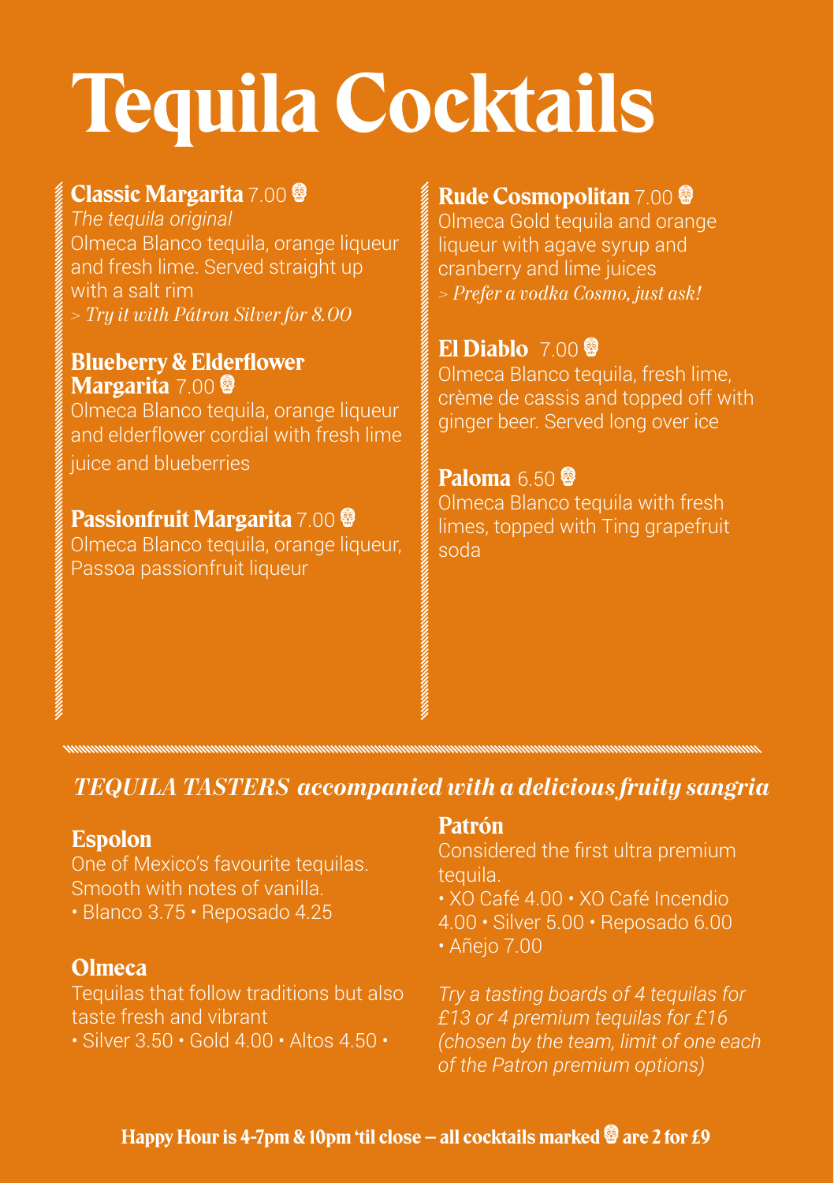# Tequila Cocktails

**Classic Margarita** 7.00 💀
*The tequila original*
Olmeca Blanco tequila, orange liqueur and fresh lime. Served straight up with a salt rim
*> Try it with Pátron Silver for 8.00*

**Blueberry & Elderflower Margarita** 7.00 💀
Olmeca Blanco tequila, orange liqueur and elderflower cordial with fresh lime juice and blueberries

**Passionfruit Margarita** 7.00 💀
Olmeca Blanco tequila, orange liqueur, Passoa passionfruit liqueur

**Rude Cosmopolitan** 7.00 💀
Olmeca Gold tequila and orange liqueur with agave syrup and cranberry and lime juices
*> Prefer a vodka Cosmo, just ask!*

**El Diablo** 7.00 💀
Olmeca Blanco tequila, fresh lime, crème de cassis and topped off with ginger beer. Served long over ice

**Paloma** 6.50 💀
Olmeca Blanco tequila with fresh limes, topped with Ting grapefruit soda

## *TEQUILA TASTERS accompanied with a delicious fruity sangria*

**Espolon**
One of Mexico's favourite tequilas. Smooth with notes of vanilla.
• Blanco 3.75 • Reposado 4.25

**Olmeca**
Tequilas that follow traditions but also taste fresh and vibrant
• Silver 3.50 • Gold 4.00 • Altos 4.50 •

**Patrón**
Considered the first ultra premium tequila.
• XO Café 4.00 • XO Café Incendio 4.00 • Silver 5.00 • Reposado 6.00 • Añejo 7.00

*Try a tasting boards of 4 tequilas for £13 or 4 premium tequilas for £16 (chosen by the team, limit of one each of the Patron premium options)*

**Happy Hour is 4-7pm & 10pm 'til close – all cocktails marked 💀 are 2 for £9**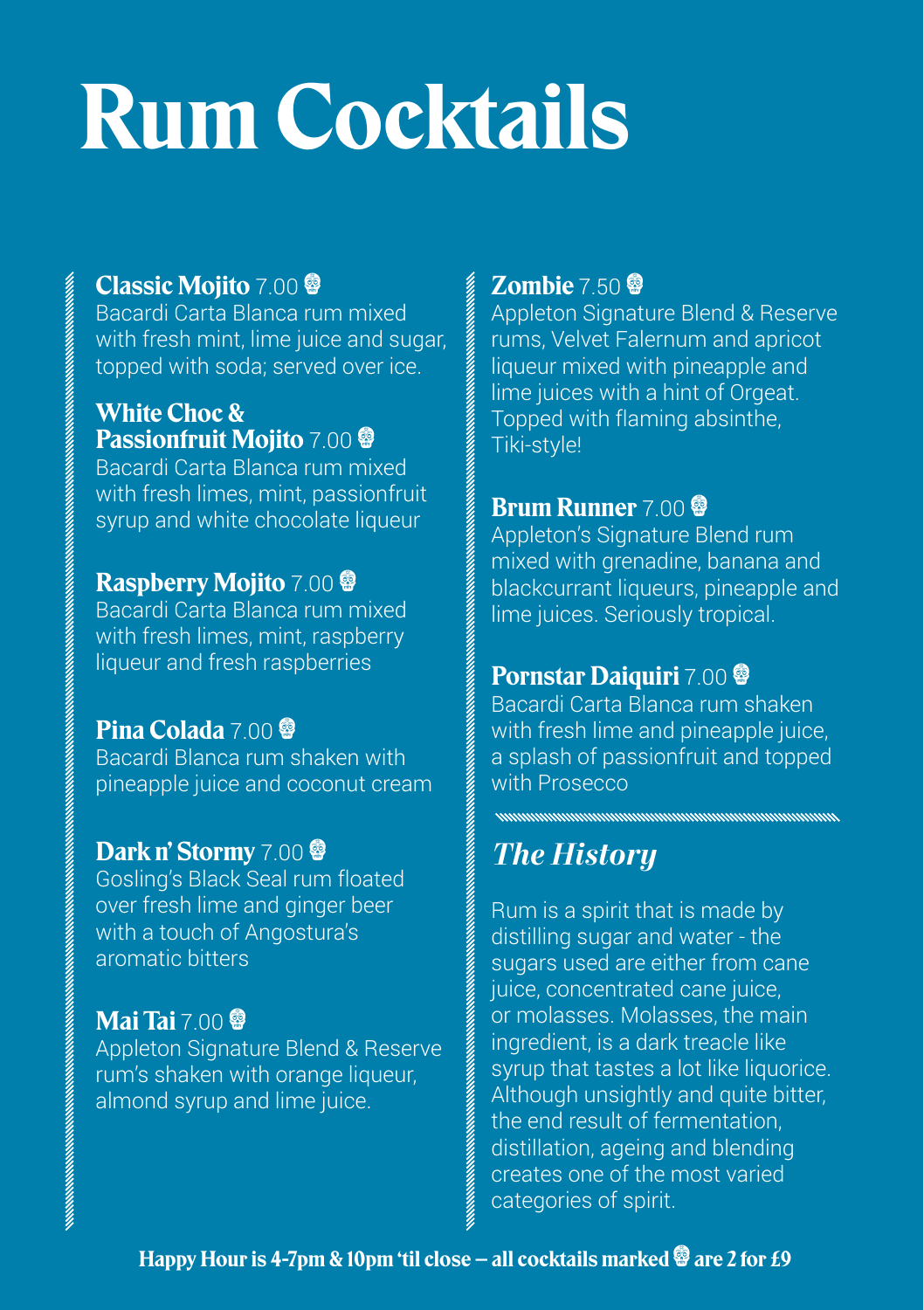# Rum Cocktails

**Classic Mojito** 7.00
Bacardi Carta Blanca rum mixed with fresh mint, lime juice and sugar, topped with soda; served over ice.

**White Choc & Passionfruit Mojito** 7.00
Bacardi Carta Blanca rum mixed with fresh limes, mint, passionfruit syrup and white chocolate liqueur

**Raspberry Mojito** 7.00
Bacardi Carta Blanca rum mixed with fresh limes, mint, raspberry liqueur and fresh raspberries

**Pina Colada** 7.00
Bacardi Blanca rum shaken with pineapple juice and coconut cream

**Dark n' Stormy** 7.00
Gosling's Black Seal rum floated over fresh lime and ginger beer with a touch of Angostura's aromatic bitters

**Mai Tai** 7.00
Appleton Signature Blend & Reserve rum's shaken with orange liqueur, almond syrup and lime juice.

**Zombie** 7.50
Appleton Signature Blend & Reserve rums, Velvet Falernum and apricot liqueur mixed with pineapple and lime juices with a hint of Orgeat. Topped with flaming absinthe, Tiki-style!

**Brum Runner** 7.00
Appleton's Signature Blend rum mixed with grenadine, banana and blackcurrant liqueurs, pineapple and lime juices. Seriously tropical.

**Pornstar Daiquiri** 7.00
Bacardi Carta Blanca rum shaken with fresh lime and pineapple juice, a splash of passionfruit and topped with Prosecco

## *The History*

Rum is a spirit that is made by distilling sugar and water - the sugars used are either from cane juice, concentrated cane juice, or molasses. Molasses, the main ingredient, is a dark treacle like syrup that tastes a lot like liquorice. Although unsightly and quite bitter, the end result of fermentation, distillation, ageing and blending creates one of the most varied categories of spirit.

**Happy Hour is 4-7pm & 10pm 'til close – all cocktails marked are 2 for £9**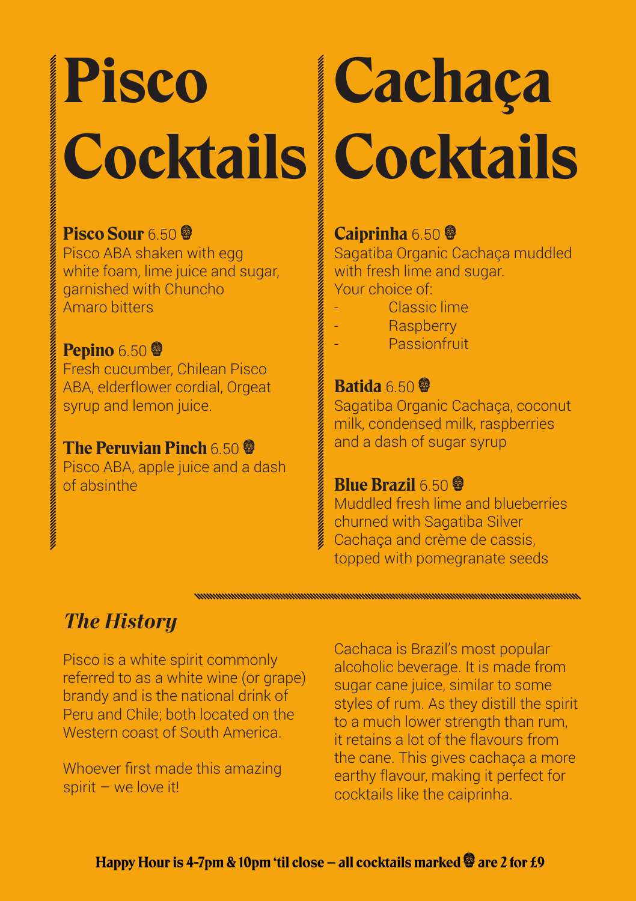# Pisco Cocktails

**Pisco Sour** 6.50 💀
Pisco ABA shaken with egg white foam, lime juice and sugar, garnished with Chuncho Amaro bitters

**Pepino** 6.50 💀
Fresh cucumber, Chilean Pisco ABA, elderflower cordial, Orgeat syrup and lemon juice.

**The Peruvian Pinch** 6.50 💀
Pisco ABA, apple juice and a dash of absinthe

# Cachaça Cocktails

**Caiprinha** 6.50 💀
Sagatiba Organic Cachaça muddled with fresh lime and sugar.
Your choice of:

- Classic lime
- Raspberry
- Passionfruit

**Batida** 6.50 💀
Sagatiba Organic Cachaça, coconut milk, condensed milk, raspberries and a dash of sugar syrup

**Blue Brazil** 6.50 💀
Muddled fresh lime and blueberries churned with Sagatiba Silver Cachaça and crème de cassis, topped with pomegranate seeds

## *The History*

Pisco is a white spirit commonly referred to as a white wine (or grape) brandy and is the national drink of Peru and Chile; both located on the Western coast of South America.

Whoever first made this amazing spirit – we love it!

Cachaca is Brazil's most popular alcoholic beverage. It is made from sugar cane juice, similar to some styles of rum. As they distill the spirit to a much lower strength than rum, it retains a lot of the flavours from the cane. This gives cachaça a more earthy flavour, making it perfect for cocktails like the caiprinha.

**Happy Hour is 4-7pm & 10pm 'til close – all cocktails marked 💀 are 2 for £9**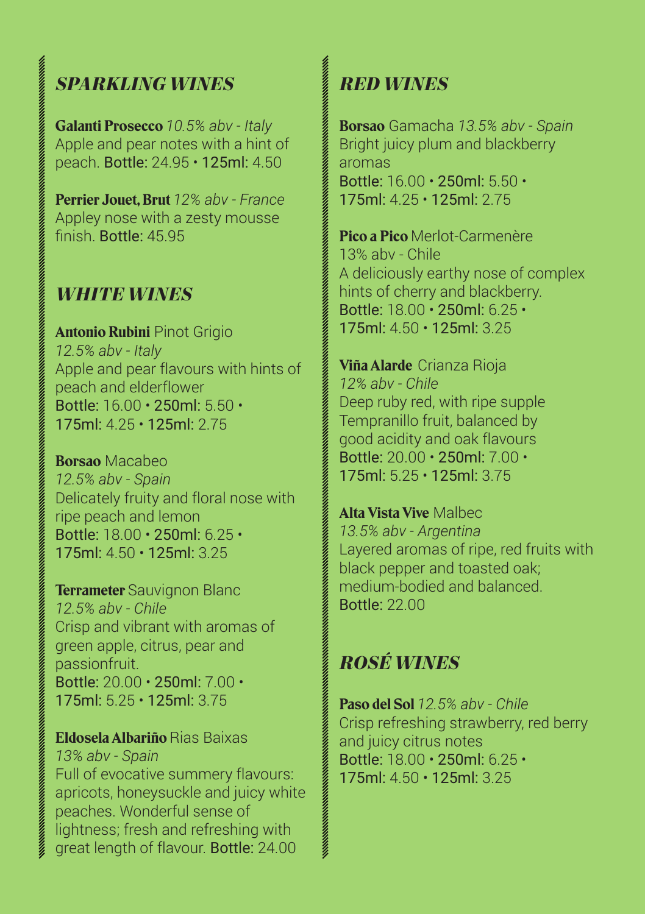## *SPARKLING WINES*

**Galanti Prosecco** *10.5% abv - Italy*
Apple and pear notes with a hint of peach. Bottle: 24.95 • 125ml: 4.50

**Perrier Jouet, Brut** *12% abv - France*
Appley nose with a zesty mousse finish. Bottle: 45.95

## *WHITE WINES*

**Antonio Rubini** Pinot Grigio
*12.5% abv - Italy*
Apple and pear flavours with hints of peach and elderflower
Bottle: 16.00 • 250ml: 5.50 • 175ml: 4.25 • 125ml: 2.75

**Borsao** Macabeo
*12.5% abv - Spain*
Delicately fruity and floral nose with ripe peach and lemon
Bottle: 18.00 • 250ml: 6.25 • 175ml: 4.50 • 125ml: 3.25

**Terrameter** Sauvignon Blanc
*12.5% abv - Chile*
Crisp and vibrant with aromas of green apple, citrus, pear and passionfruit.
Bottle: 20.00 • 250ml: 7.00 • 175ml: 5.25 • 125ml: 3.75

**Eldosela Albariño** Rias Baixas
*13% abv - Spain*
Full of evocative summery flavours: apricots, honeysuckle and juicy white peaches. Wonderful sense of lightness; fresh and refreshing with great length of flavour. Bottle: 24.00

## *RED WINES*

**Borsao** Gamacha *13.5% abv - Spain*
Bright juicy plum and blackberry aromas
Bottle: 16.00 • 250ml: 5.50 • 175ml: 4.25 • 125ml: 2.75

**Pico a Pico** Merlot-Carmenère
13% abv - Chile
A deliciously earthy nose of complex hints of cherry and blackberry.
Bottle: 18.00 • 250ml: 6.25 • 175ml: 4.50 • 125ml: 3.25

**Viña Alarde** Crianza Rioja
*12% abv - Chile*
Deep ruby red, with ripe supple Tempranillo fruit, balanced by good acidity and oak flavours
Bottle: 20.00 • 250ml: 7.00 • 175ml: 5.25 • 125ml: 3.75

**Alta Vista Vive** Malbec
*13.5% abv - Argentina*
Layered aromas of ripe, red fruits with black pepper and toasted oak; medium-bodied and balanced.
Bottle: 22.00

## *ROSÉ WINES*

**Paso del Sol** *12.5% abv - Chile*
Crisp refreshing strawberry, red berry and juicy citrus notes
Bottle: 18.00 • 250ml: 6.25 • 175ml: 4.50 • 125ml: 3.25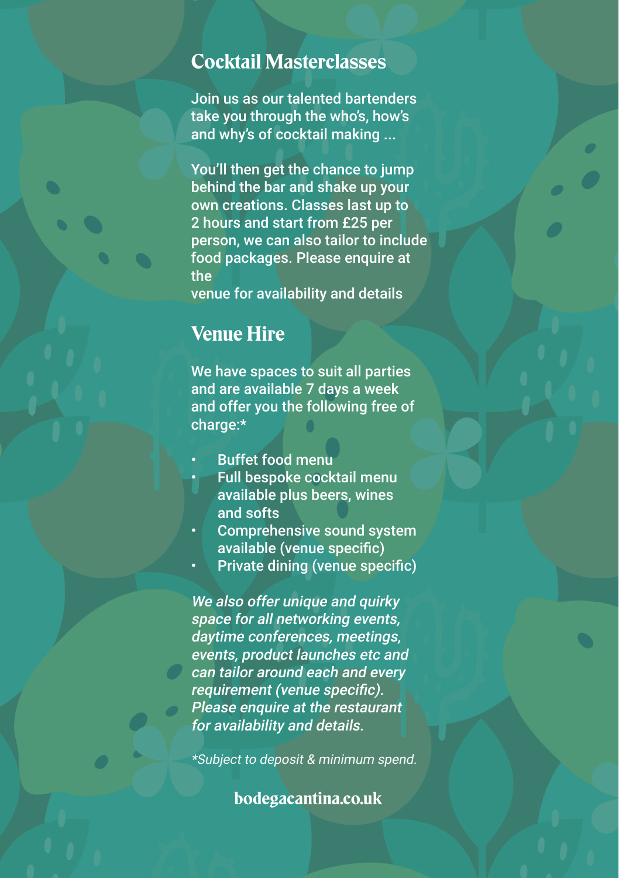## Cocktail Masterclasses

Join us as our talented bartenders take you through the who's, how's and why's of cocktail making ...

You'll then get the chance to jump behind the bar and shake up your own creations. Classes last up to 2 hours and start from £25 per person, we can also tailor to include food packages. Please enquire at the venue for availability and details

## Venue Hire

We have spaces to suit all parties and are available 7 days a week and offer you the following free of charge:*

- Buffet food menu
- Full bespoke cocktail menu available plus beers, wines and softs
- Comprehensive sound system available (venue specific)
- Private dining (venue specific)

*We also offer unique and quirky space for all networking events, daytime conferences, meetings, events, product launches etc and can tailor around each and every requirement (venue specific). Please enquire at the restaurant for availability and details.*

*\*Subject to deposit & minimum spend.*

**bodegacantina.co.uk**